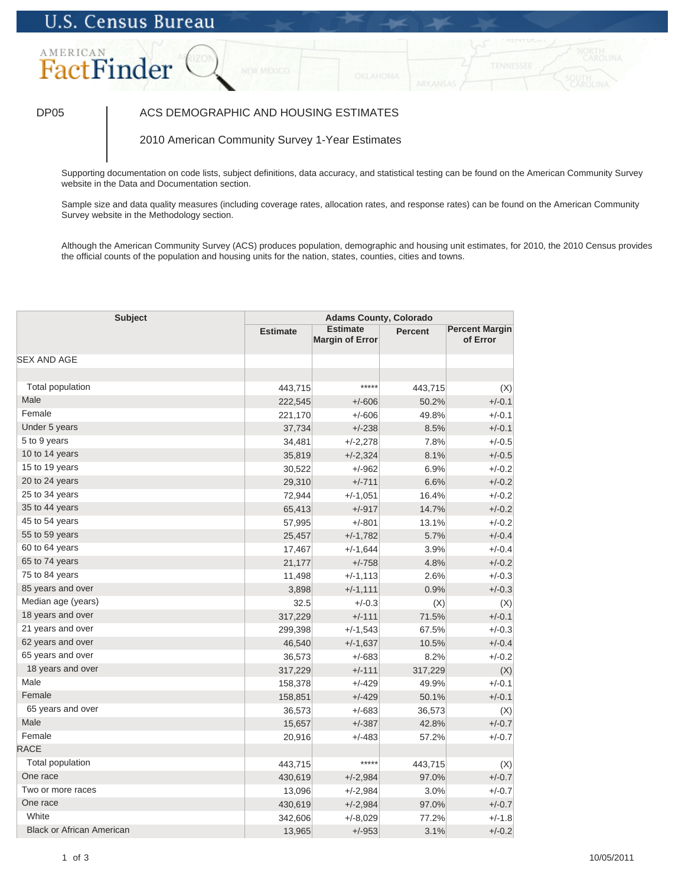U.S. Census Bureau

AMERICAN FactFinder

DP05

# ACS DEMOGRAPHIC AND HOUSING ESTIMATES

## 2010 American Community Survey 1-Year Estimates

Supporting documentation on code lists, subject definitions, data accuracy, and statistical testing can be found on the American Community Survey website in the Data and Documentation section.

Sample size and data quality measures (including coverage rates, allocation rates, and response rates) can be found on the American Community Survey website in the Methodology section.

Although the American Community Survey (ACS) produces population, demographic and housing unit estimates, for 2010, the 2010 Census provides the official counts of the population and housing units for the nation, states, counties, cities and towns.

| Subject | Adams County, Colorado | | | |
|---|---|---|---|---|
| | Estimate | Estimate Margin of Error | Percent | Percent Margin of Error |
| SEX AND AGE | | | | |
| Total population | 443,715 | ***** | 443,715 | (X) |
| Male | 222,545 | +/-606 | 50.2% | +/-0.1 |
| Female | 221,170 | +/-606 | 49.8% | +/-0.1 |
| Under 5 years | 37,734 | +/-238 | 8.5% | +/-0.1 |
| 5 to 9 years | 34,481 | +/-2,278 | 7.8% | +/-0.5 |
| 10 to 14 years | 35,819 | +/-2,324 | 8.1% | +/-0.5 |
| 15 to 19 years | 30,522 | +/-962 | 6.9% | +/-0.2 |
| 20 to 24 years | 29,310 | +/-711 | 6.6% | +/-0.2 |
| 25 to 34 years | 72,944 | +/-1,051 | 16.4% | +/-0.2 |
| 35 to 44 years | 65,413 | +/-917 | 14.7% | +/-0.2 |
| 45 to 54 years | 57,995 | +/-801 | 13.1% | +/-0.2 |
| 55 to 59 years | 25,457 | +/-1,782 | 5.7% | +/-0.4 |
| 60 to 64 years | 17,467 | +/-1,644 | 3.9% | +/-0.4 |
| 65 to 74 years | 21,177 | +/-758 | 4.8% | +/-0.2 |
| 75 to 84 years | 11,498 | +/-1,113 | 2.6% | +/-0.3 |
| 85 years and over | 3,898 | +/-1,111 | 0.9% | +/-0.3 |
| Median age (years) | 32.5 | +/-0.3 | (X) | (X) |
| 18 years and over | 317,229 | +/-111 | 71.5% | +/-0.1 |
| 21 years and over | 299,398 | +/-1,543 | 67.5% | +/-0.3 |
| 62 years and over | 46,540 | +/-1,637 | 10.5% | +/-0.4 |
| 65 years and over | 36,573 | +/-683 | 8.2% | +/-0.2 |
| 18 years and over | 317,229 | +/-111 | 317,229 | (X) |
| Male | 158,378 | +/-429 | 49.9% | +/-0.1 |
| Female | 158,851 | +/-429 | 50.1% | +/-0.1 |
| 65 years and over | 36,573 | +/-683 | 36,573 | (X) |
| Male | 15,657 | +/-387 | 42.8% | +/-0.7 |
| Female | 20,916 | +/-483 | 57.2% | +/-0.7 |
| RACE | | | | |
| Total population | 443,715 | ***** | 443,715 | (X) |
| One race | 430,619 | +/-2,984 | 97.0% | +/-0.7 |
| Two or more races | 13,096 | +/-2,984 | 3.0% | +/-0.7 |
| One race | 430,619 | +/-2,984 | 97.0% | +/-0.7 |
| White | 342,606 | +/-8,029 | 77.2% | +/-1.8 |
| Black or African American | 13,965 | +/-953 | 3.1% | +/-0.2 |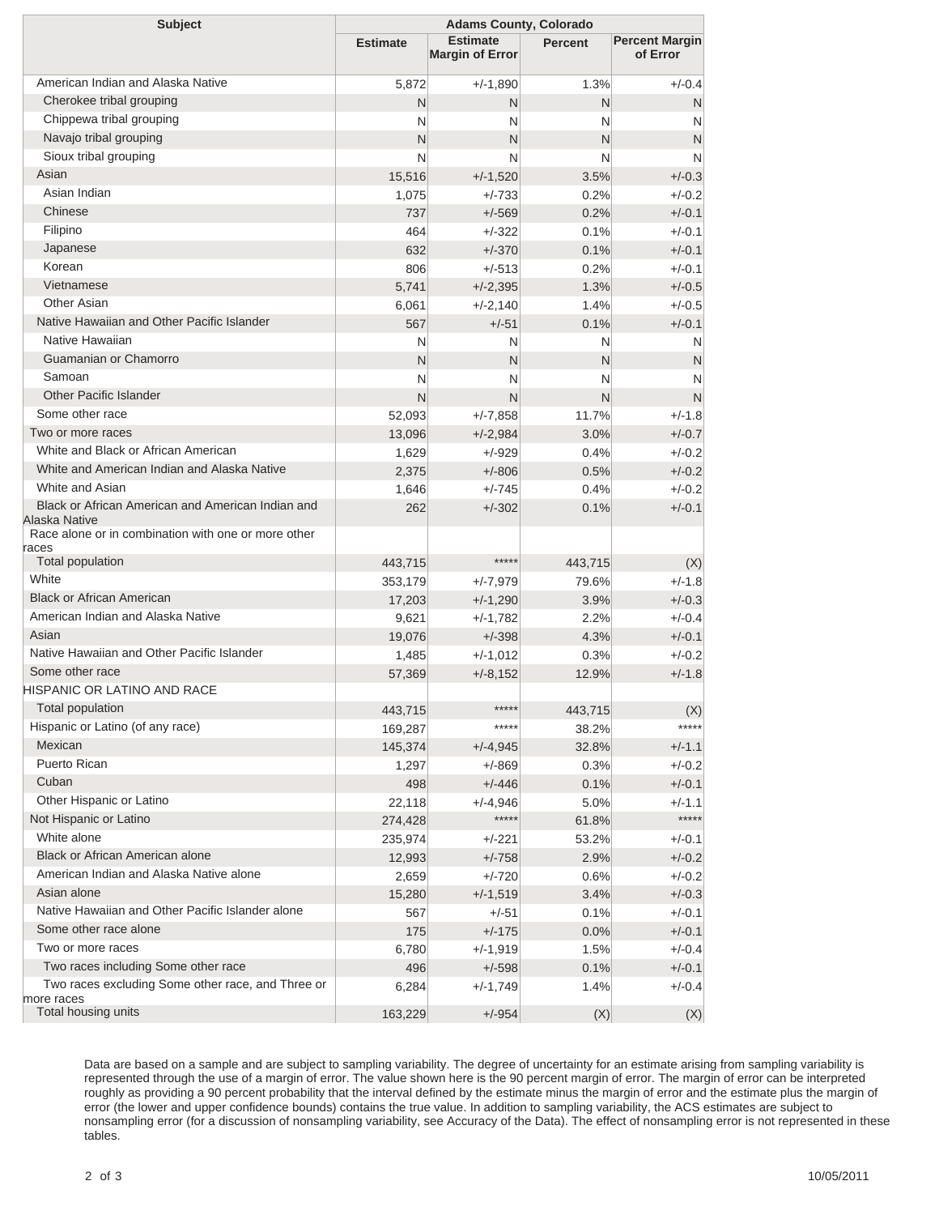| Subject | Adams County, Colorado | | | |
|---|---|---|---|---|
| | Estimate | Estimate Margin of Error | Percent | Percent Margin of Error |
| American Indian and Alaska Native | 5,872 | +/-1,890 | 1.3% | +/-0.4 |
| Cherokee tribal grouping | N | N | N | N |
| Chippewa tribal grouping | N | N | N | N |
| Navajo tribal grouping | N | N | N | N |
| Sioux tribal grouping | N | N | N | N |
| Asian | 15,516 | +/-1,520 | 3.5% | +/-0.3 |
| Asian Indian | 1,075 | +/-733 | 0.2% | +/-0.2 |
| Chinese | 737 | +/-569 | 0.2% | +/-0.1 |
| Filipino | 464 | +/-322 | 0.1% | +/-0.1 |
| Japanese | 632 | +/-370 | 0.1% | +/-0.1 |
| Korean | 806 | +/-513 | 0.2% | +/-0.1 |
| Vietnamese | 5,741 | +/-2,395 | 1.3% | +/-0.5 |
| Other Asian | 6,061 | +/-2,140 | 1.4% | +/-0.5 |
| Native Hawaiian and Other Pacific Islander | 567 | +/-51 | 0.1% | +/-0.1 |
| Native Hawaiian | N | N | N | N |
| Guamanian or Chamorro | N | N | N | N |
| Samoan | N | N | N | N |
| Other Pacific Islander | N | N | N | N |
| Some other race | 52,093 | +/-7,858 | 11.7% | +/-1.8 |
| Two or more races | 13,096 | +/-2,984 | 3.0% | +/-0.7 |
| White and Black or African American | 1,629 | +/-929 | 0.4% | +/-0.2 |
| White and American Indian and Alaska Native | 2,375 | +/-806 | 0.5% | +/-0.2 |
| White and Asian | 1,646 | +/-745 | 0.4% | +/-0.2 |
| Black or African American and American Indian and Alaska Native | 262 | +/-302 | 0.1% | +/-0.1 |
| Race alone or in combination with one or more other races | | | | |
| Total population | 443,715 | ***** | 443,715 | (X) |
| White | 353,179 | +/-7,979 | 79.6% | +/-1.8 |
| Black or African American | 17,203 | +/-1,290 | 3.9% | +/-0.3 |
| American Indian and Alaska Native | 9,621 | +/-1,782 | 2.2% | +/-0.4 |
| Asian | 19,076 | +/-398 | 4.3% | +/-0.1 |
| Native Hawaiian and Other Pacific Islander | 1,485 | +/-1,012 | 0.3% | +/-0.2 |
| Some other race | 57,369 | +/-8,152 | 12.9% | +/-1.8 |
| HISPANIC OR LATINO AND RACE | | | | |
| Total population | 443,715 | ***** | 443,715 | (X) |
| Hispanic or Latino (of any race) | 169,287 | ***** | 38.2% | ***** |
| Mexican | 145,374 | +/-4,945 | 32.8% | +/-1.1 |
| Puerto Rican | 1,297 | +/-869 | 0.3% | +/-0.2 |
| Cuban | 498 | +/-446 | 0.1% | +/-0.1 |
| Other Hispanic or Latino | 22,118 | +/-4,946 | 5.0% | +/-1.1 |
| Not Hispanic or Latino | 274,428 | ***** | 61.8% | ***** |
| White alone | 235,974 | +/-221 | 53.2% | +/-0.1 |
| Black or African American alone | 12,993 | +/-758 | 2.9% | +/-0.2 |
| American Indian and Alaska Native alone | 2,659 | +/-720 | 0.6% | +/-0.2 |
| Asian alone | 15,280 | +/-1,519 | 3.4% | +/-0.3 |
| Native Hawaiian and Other Pacific Islander alone | 567 | +/-51 | 0.1% | +/-0.1 |
| Some other race alone | 175 | +/-175 | 0.0% | +/-0.1 |
| Two or more races | 6,780 | +/-1,919 | 1.5% | +/-0.4 |
| Two races including Some other race | 496 | +/-598 | 0.1% | +/-0.1 |
| Two races excluding Some other race, and Three or more races | 6,284 | +/-1,749 | 1.4% | +/-0.4 |
| Total housing units | 163,229 | +/-954 | (X) | (X) |

Data are based on a sample and are subject to sampling variability. The degree of uncertainty for an estimate arising from sampling variability is represented through the use of a margin of error. The value shown here is the 90 percent margin of error. The margin of error can be interpreted roughly as providing a 90 percent probability that the interval defined by the estimate minus the margin of error and the estimate plus the margin of error (the lower and upper confidence bounds) contains the true value. In addition to sampling variability, the ACS estimates are subject to nonsampling error (for a discussion of nonsampling variability, see Accuracy of the Data). The effect of nonsampling error is not represented in these tables.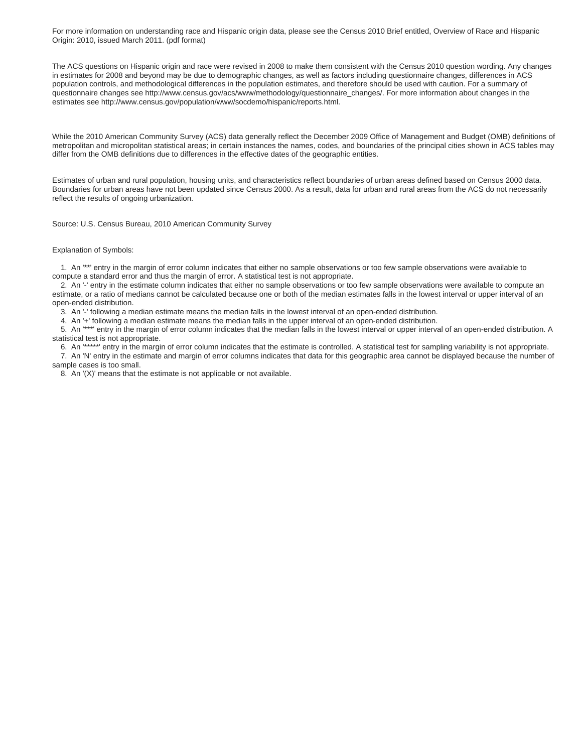For more information on understanding race and Hispanic origin data, please see the Census 2010 Brief entitled, Overview of Race and Hispanic Origin: 2010, issued March 2011. (pdf format)

The ACS questions on Hispanic origin and race were revised in 2008 to make them consistent with the Census 2010 question wording. Any changes in estimates for 2008 and beyond may be due to demographic changes, as well as factors including questionnaire changes, differences in ACS population controls, and methodological differences in the population estimates, and therefore should be used with caution. For a summary of questionnaire changes see http://www.census.gov/acs/www/methodology/questionnaire_changes/. For more information about changes in the estimates see http://www.census.gov/population/www/socdemo/hispanic/reports.html.

While the 2010 American Community Survey (ACS) data generally reflect the December 2009 Office of Management and Budget (OMB) definitions of metropolitan and micropolitan statistical areas; in certain instances the names, codes, and boundaries of the principal cities shown in ACS tables may differ from the OMB definitions due to differences in the effective dates of the geographic entities.

Estimates of urban and rural population, housing units, and characteristics reflect boundaries of urban areas defined based on Census 2000 data. Boundaries for urban areas have not been updated since Census 2000. As a result, data for urban and rural areas from the ACS do not necessarily reflect the results of ongoing urbanization.

Source: U.S. Census Bureau, 2010 American Community Survey

Explanation of Symbols:

1. An '**' entry in the margin of error column indicates that either no sample observations or too few sample observations were available to compute a standard error and thus the margin of error. A statistical test is not appropriate.
2. An '-' entry in the estimate column indicates that either no sample observations or too few sample observations were available to compute an estimate, or a ratio of medians cannot be calculated because one or both of the median estimates falls in the lowest interval or upper interval of an open-ended distribution.
3. An '-' following a median estimate means the median falls in the lowest interval of an open-ended distribution.
4. An '+' following a median estimate means the median falls in the upper interval of an open-ended distribution.
5. An '***' entry in the margin of error column indicates that the median falls in the lowest interval or upper interval of an open-ended distribution. A statistical test is not appropriate.
6. An '*****' entry in the margin of error column indicates that the estimate is controlled. A statistical test for sampling variability is not appropriate.
7. An 'N' entry in the estimate and margin of error columns indicates that data for this geographic area cannot be displayed because the number of sample cases is too small.
8. An '(X)' means that the estimate is not applicable or not available.